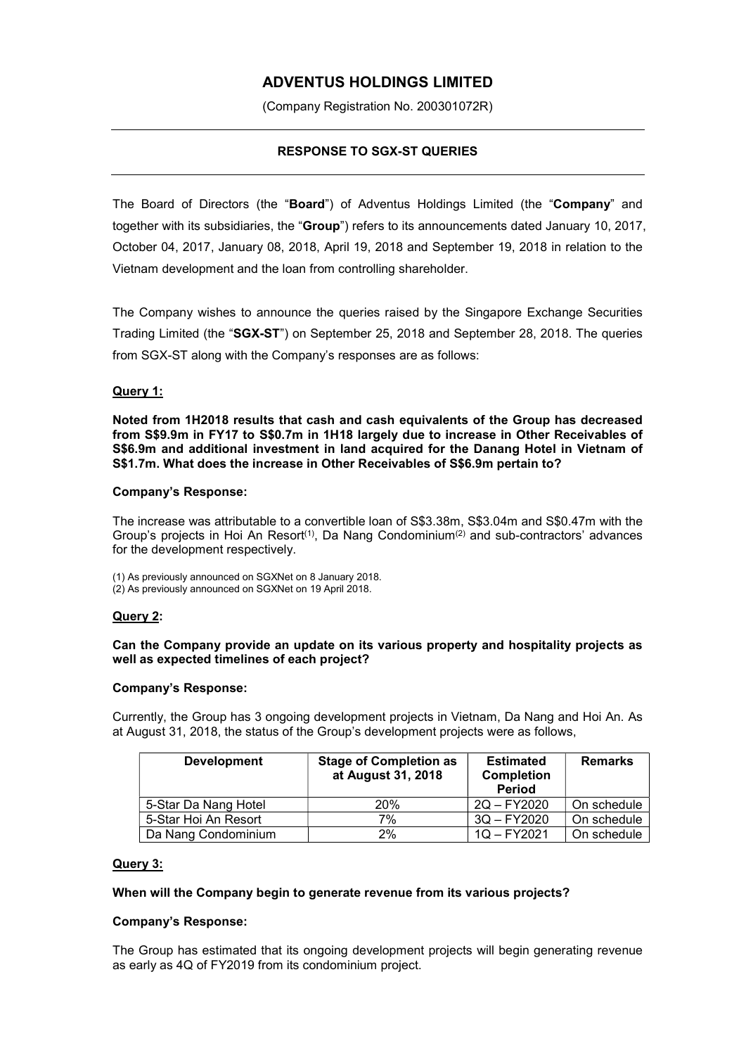# ADVENTUS HOLDINGS LIMITED

(Company Registration No. 200301072R)

## RESPONSE TO SGX-ST QUERIES

The Board of Directors (the "**Board**") of Adventus Holdings Limited (the "**Company**" and together with its subsidiaries, the "**Group**") refers to its announcements dated January 10, 2017, October 04, 2017, January 08, 2018, April 19, 2018 and September 19, 2018 in relation to the Vietnam development and the loan from controlling shareholder.

The Company wishes to announce the queries raised by the Singapore Exchange Securities Trading Limited (the "**SGX-ST**") on September 25, 2018 and September 28, 2018. The queries from SGX-ST along with the Company's responses are as follows:

### Query 1:

**Noted from 1H2018 results that cash and cash equivalents of the Group has decreased from S$9.9m in FY17 to S$0.7m in 1H18 largely due to increase in Other Receivables of S$6.9m and additional investment in land acquired for the Danang Hotel in Vietnam of S$1.7m. What does the increase in Other Receivables of S$6.9m pertain to?**

**Company's Response:**

The increase was attributable to a convertible loan of S$3.38m, S$3.04m and S$0.47m with the Group's projects in Hoi An Resort[1], Da Nang Condominium[2] and sub-contractors' advances for the development respectively.

(1) As previously announced on SGXNet on 8 January 2018.
(2) As previously announced on SGXNet on 19 April 2018.

### Query 2:

**Can the Company provide an update on its various property and hospitality projects as well as expected timelines of each project?**

**Company's Response:**

Currently, the Group has 3 ongoing development projects in Vietnam, Da Nang and Hoi An. As at August 31, 2018, the status of the Group's development projects were as follows,

| Development | Stage of Completion as at August 31, 2018 | Estimated Completion Period | Remarks |
|---|---|---|---|
| 5-Star Da Nang Hotel | 20% | 2Q – FY2020 | On schedule |
| 5-Star Hoi An Resort | 7% | 3Q – FY2020 | On schedule |
| Da Nang Condominium | 2% | 1Q – FY2021 | On schedule |

### Query 3:

**When will the Company begin to generate revenue from its various projects?**

**Company's Response:**

The Group has estimated that its ongoing development projects will begin generating revenue as early as 4Q of FY2019 from its condominium project.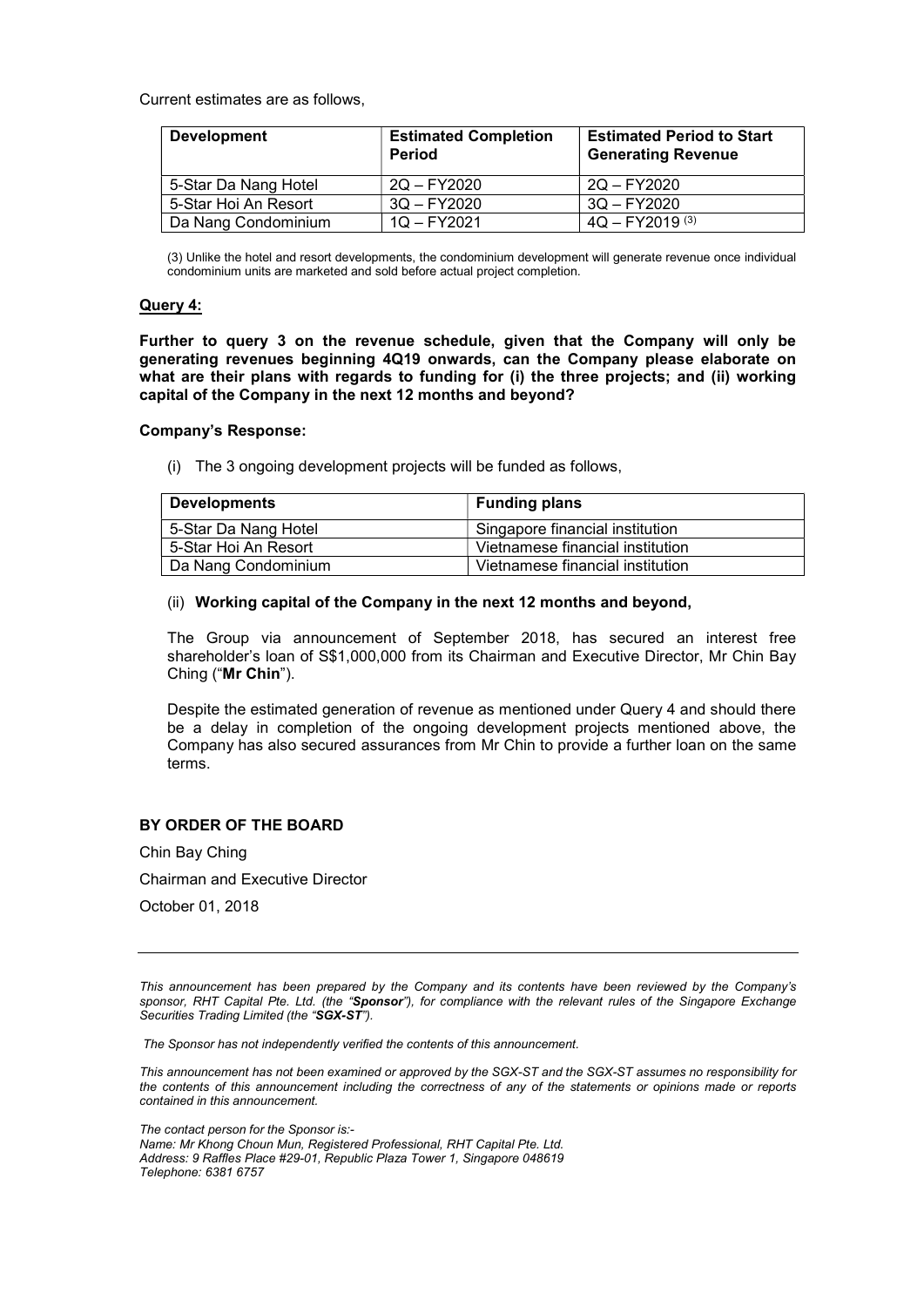Current estimates are as follows,

| Development | Estimated Completion Period | Estimated Period to Start Generating Revenue |
|---|---|---|
| 5-Star Da Nang Hotel | 2Q – FY2020 | 2Q – FY2020 |
| 5-Star Hoi An Resort | 3Q – FY2020 | 3Q – FY2020 |
| Da Nang Condominium | 1Q – FY2021 | 4Q – FY2019 (3) |

(3) Unlike the hotel and resort developments, the condominium development will generate revenue once individual condominium units are marketed and sold before actual project completion.

**Query 4:**

**Further to query 3 on the revenue schedule, given that the Company will only be generating revenues beginning 4Q19 onwards, can the Company please elaborate on what are their plans with regards to funding for (i) the three projects; and (ii) working capital of the Company in the next 12 months and beyond?**

**Company's Response:**

(i) The 3 ongoing development projects will be funded as follows,

| Developments | Funding plans |
|---|---|
| 5-Star Da Nang Hotel | Singapore financial institution |
| 5-Star Hoi An Resort | Vietnamese financial institution |
| Da Nang Condominium | Vietnamese financial institution |

(ii) **Working capital of the Company in the next 12 months and beyond,**

The Group via announcement of September 2018, has secured an interest free shareholder's loan of S$1,000,000 from its Chairman and Executive Director, Mr Chin Bay Ching ("**Mr Chin**").

Despite the estimated generation of revenue as mentioned under Query 4 and should there be a delay in completion of the ongoing development projects mentioned above, the Company has also secured assurances from Mr Chin to provide a further loan on the same terms.

**BY ORDER OF THE BOARD**

Chin Bay Ching

Chairman and Executive Director

October 01, 2018

---

*This announcement has been prepared by the Company and its contents have been reviewed by the Company's sponsor, RHT Capital Pte. Ltd. (the "**Sponsor**"), for compliance with the relevant rules of the Singapore Exchange Securities Trading Limited (the "**SGX-ST**").*

*The Sponsor has not independently verified the contents of this announcement.*

*This announcement has not been examined or approved by the SGX-ST and the SGX-ST assumes no responsibility for the contents of this announcement including the correctness of any of the statements or opinions made or reports contained in this announcement.*

*The contact person for the Sponsor is:-*
*Name: Mr Khong Choun Mun, Registered Professional, RHT Capital Pte. Ltd.*
*Address: 9 Raffles Place #29-01, Republic Plaza Tower 1, Singapore 048619*
*Telephone: 6381 6757*